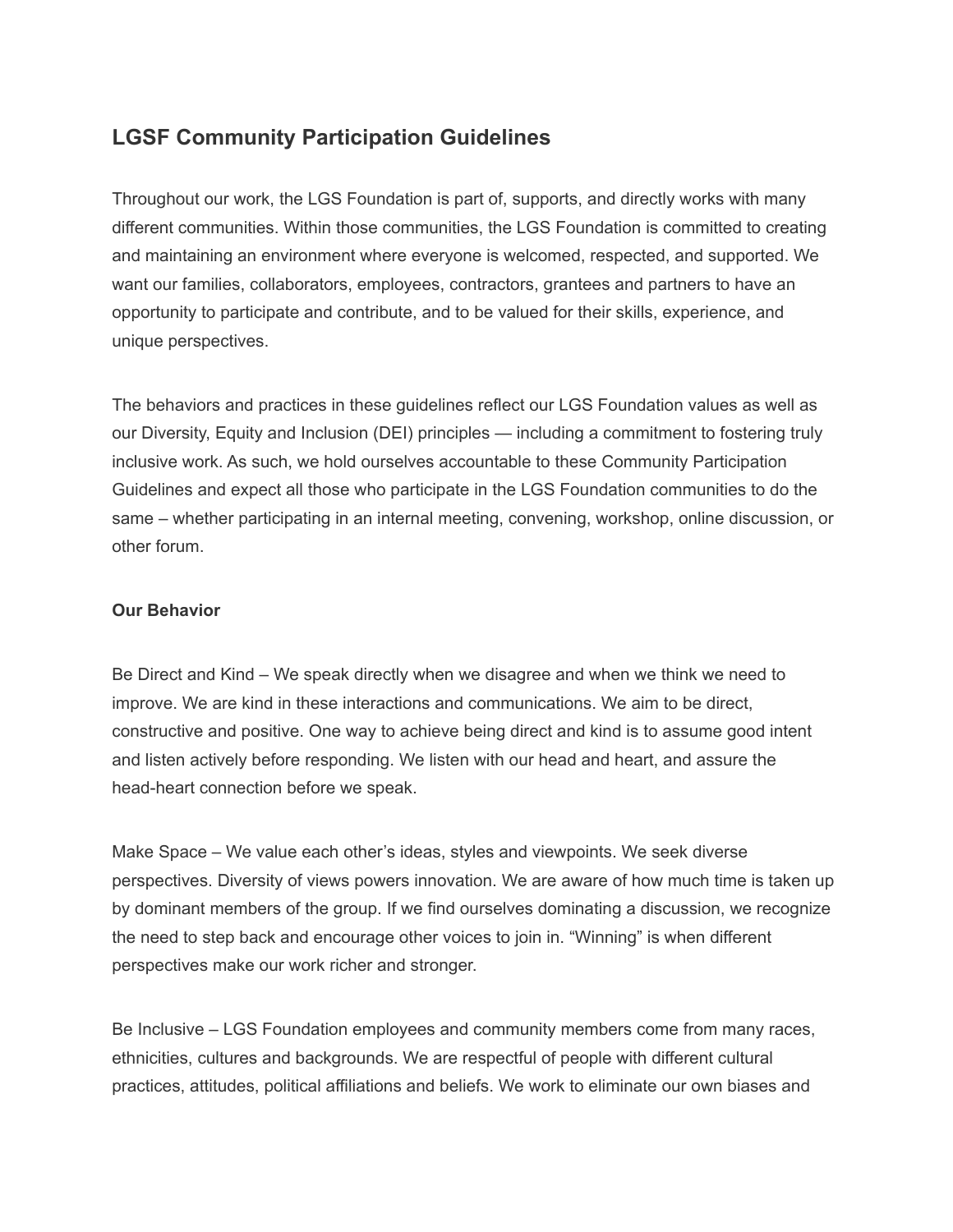# LGSF Community Participation Guidelines

Throughout our work, the LGS Foundation is part of, supports, and directly works with many different communities. Within those communities, the LGS Foundation is committed to creating and maintaining an environment where everyone is welcomed, respected, and supported. We want our families, collaborators, employees, contractors, grantees and partners to have an opportunity to participate and contribute, and to be valued for their skills, experience, and unique perspectives.

The behaviors and practices in these guidelines reflect our LGS Foundation values as well as our Diversity, Equity and Inclusion (DEI) principles — including a commitment to fostering truly inclusive work. As such, we hold ourselves accountable to these Community Participation Guidelines and expect all those who participate in the LGS Foundation communities to do the same – whether participating in an internal meeting, convening, workshop, online discussion, or other forum.

**Our Behavior**

Be Direct and Kind – We speak directly when we disagree and when we think we need to improve. We are kind in these interactions and communications. We aim to be direct, constructive and positive. One way to achieve being direct and kind is to assume good intent and listen actively before responding. We listen with our head and heart, and assure the head-heart connection before we speak.

Make Space – We value each other's ideas, styles and viewpoints. We seek diverse perspectives. Diversity of views powers innovation. We are aware of how much time is taken up by dominant members of the group. If we find ourselves dominating a discussion, we recognize the need to step back and encourage other voices to join in. "Winning" is when different perspectives make our work richer and stronger.

Be Inclusive – LGS Foundation employees and community members come from many races, ethnicities, cultures and backgrounds. We are respectful of people with different cultural practices, attitudes, political affiliations and beliefs. We work to eliminate our own biases and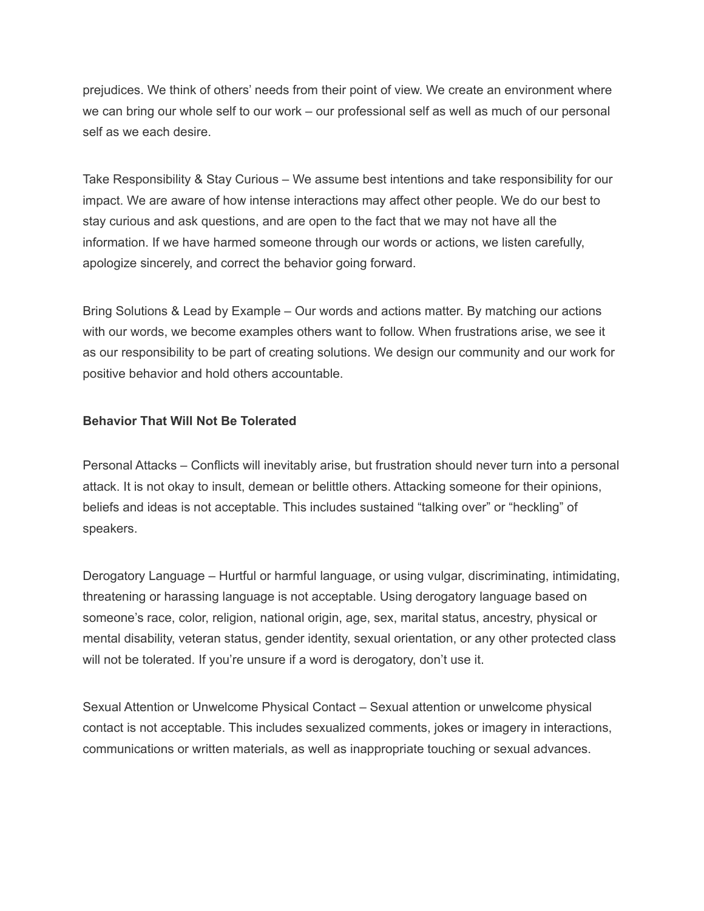prejudices. We think of others' needs from their point of view. We create an environment where we can bring our whole self to our work – our professional self as well as much of our personal self as we each desire.

Take Responsibility & Stay Curious – We assume best intentions and take responsibility for our impact. We are aware of how intense interactions may affect other people. We do our best to stay curious and ask questions, and are open to the fact that we may not have all the information. If we have harmed someone through our words or actions, we listen carefully, apologize sincerely, and correct the behavior going forward.

Bring Solutions & Lead by Example – Our words and actions matter. By matching our actions with our words, we become examples others want to follow. When frustrations arise, we see it as our responsibility to be part of creating solutions. We design our community and our work for positive behavior and hold others accountable.

**Behavior That Will Not Be Tolerated**

Personal Attacks – Conflicts will inevitably arise, but frustration should never turn into a personal attack. It is not okay to insult, demean or belittle others. Attacking someone for their opinions, beliefs and ideas is not acceptable. This includes sustained "talking over" or "heckling" of speakers.

Derogatory Language – Hurtful or harmful language, or using vulgar, discriminating, intimidating, threatening or harassing language is not acceptable. Using derogatory language based on someone's race, color, religion, national origin, age, sex, marital status, ancestry, physical or mental disability, veteran status, gender identity, sexual orientation, or any other protected class will not be tolerated. If you're unsure if a word is derogatory, don't use it.

Sexual Attention or Unwelcome Physical Contact – Sexual attention or unwelcome physical contact is not acceptable. This includes sexualized comments, jokes or imagery in interactions, communications or written materials, as well as inappropriate touching or sexual advances.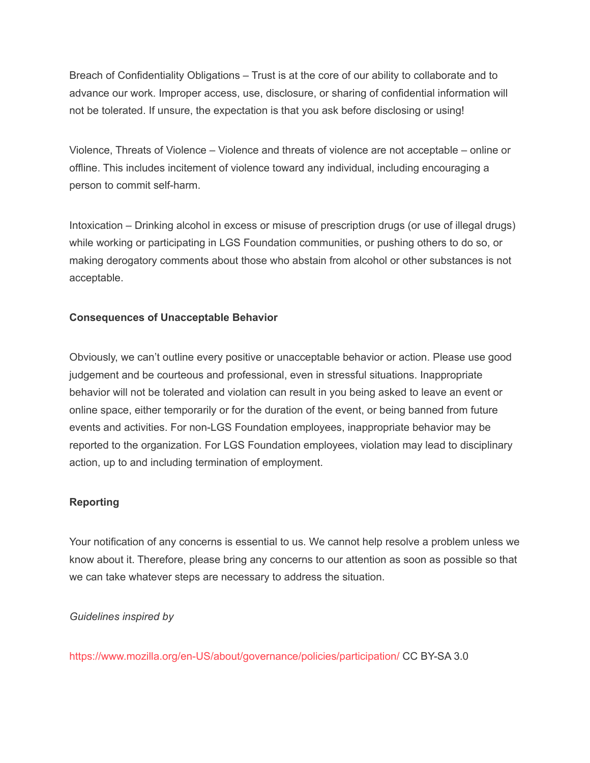Breach of Confidentiality Obligations – Trust is at the core of our ability to collaborate and to advance our work. Improper access, use, disclosure, or sharing of confidential information will not be tolerated. If unsure, the expectation is that you ask before disclosing or using!

Violence, Threats of Violence – Violence and threats of violence are not acceptable – online or offline. This includes incitement of violence toward any individual, including encouraging a person to commit self-harm.

Intoxication – Drinking alcohol in excess or misuse of prescription drugs (or use of illegal drugs) while working or participating in LGS Foundation communities, or pushing others to do so, or making derogatory comments about those who abstain from alcohol or other substances is not acceptable.

**Consequences of Unacceptable Behavior**

Obviously, we can't outline every positive or unacceptable behavior or action. Please use good judgement and be courteous and professional, even in stressful situations. Inappropriate behavior will not be tolerated and violation can result in you being asked to leave an event or online space, either temporarily or for the duration of the event, or being banned from future events and activities. For non-LGS Foundation employees, inappropriate behavior may be reported to the organization. For LGS Foundation employees, violation may lead to disciplinary action, up to and including termination of employment.

**Reporting**

Your notification of any concerns is essential to us. We cannot help resolve a problem unless we know about it. Therefore, please bring any concerns to our attention as soon as possible so that we can take whatever steps are necessary to address the situation.

*Guidelines inspired by*

https://www.mozilla.org/en-US/about/governance/policies/participation/ CC BY-SA 3.0